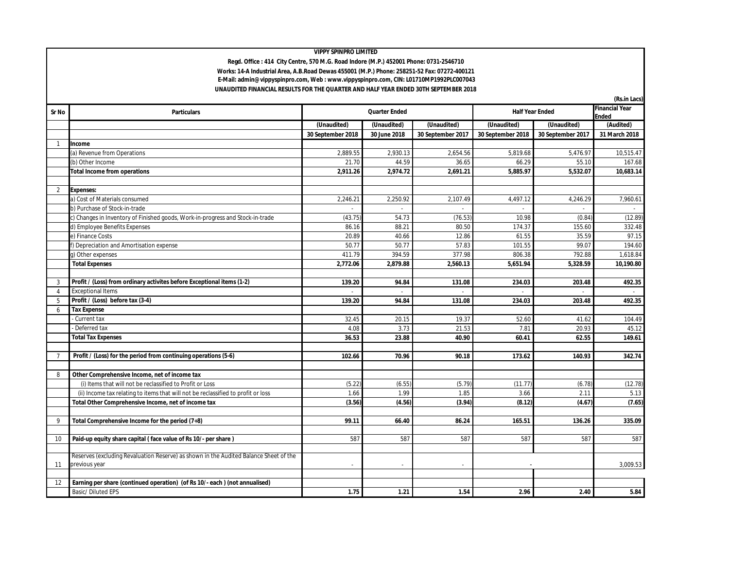**VIPPY SPINPRO LIMITED**

**Regd. Office : 414 City Centre, 570 M.G. Road Indore (M.P.) 452001 Phone: 0731-2546710**

**Works: 14-A Industrial Area, A.B.Road Dewas 455001 (M.P.) Phone: 258251-52 Fax: 07272-400121**

**E-Mail: admin@vippyspinpro.com, Web : www.vippyspinpro.com, CIN: L01710MP1992PLC007043**

**UNAUDITED FINANCIAL RESULTS FOR THE QUARTER AND HALF YEAR ENDED 30TH SEPTEMBER 2018**

**(Rs.in Lacs)**

| Sr No | Particulars | Quarter Ended | | | Half Year Ended | | Financial Year Ended |
|---|---|---|---|---|---|---|---|
| | | (Unaudited) | (Unaudited) | (Unaudited) | (Unaudited) | (Unaudited) | (Audited) |
| | | 30 September 2018 | 30 June 2018 | 30 September 2017 | 30 September 2018 | 30 September 2017 | 31 March 2018 |
| 1 | **Income** | | | | | | |
| | (a) Revenue from Operations | 2,889.55 | 2,930.13 | 2,654.56 | 5,819.68 | 5,476.97 | 10,515.47 |
| | (b) Other Income | 21.70 | 44.59 | 36.65 | 66.29 | 55.10 | 167.68 |
| | **Total Income from operations** | **2,911.26** | **2,974.72** | **2,691.21** | **5,885.97** | **5,532.07** | **10,683.14** |
| 2 | **Expenses:** | | | | | | |
| | a) Cost of Materials consumed | 2,246.21 | 2,250.92 | 2,107.49 | 4,497.12 | 4,246.29 | 7,960.61 |
| | b) Purchase of Stock-in-trade | - | - | - | - | - | - |
| | c) Changes in Inventory of Finished goods, Work-in-progress and Stock-in-trade | (43.75) | 54.73 | (76.53) | 10.98 | (0.84) | (12.89) |
| | d) Employee Benefits Expenses | 86.16 | 88.21 | 80.50 | 174.37 | 155.60 | 332.48 |
| | e) Finance Costs | 20.89 | 40.66 | 12.86 | 61.55 | 35.59 | 97.15 |
| | f) Depreciation and Amortisation expense | 50.77 | 50.77 | 57.83 | 101.55 | 99.07 | 194.60 |
| | g) Other expenses | 411.79 | 394.59 | 377.98 | 806.38 | 792.88 | 1,618.84 |
| | **Total Expenses** | **2,772.06** | **2,879.88** | **2,560.13** | **5,651.94** | **5,328.59** | **10,190.80** |
| 3 | **Profit / (Loss) from ordinary activites before Exceptional items (1-2)** | **139.20** | **94.84** | **131.08** | **234.03** | **203.48** | **492.35** |
| 4 | Exceptional Items | - | - | - | - | - | - |
| 5 | **Profit / (Loss) before tax (3-4)** | **139.20** | **94.84** | **131.08** | **234.03** | **203.48** | **492.35** |
| 6 | **Tax Expense** | | | | | | |
| | - Current tax | 32.45 | 20.15 | 19.37 | 52.60 | 41.62 | 104.49 |
| | - Deferred tax | 4.08 | 3.73 | 21.53 | 7.81 | 20.93 | 45.12 |
| | **Total Tax Expenses** | **36.53** | **23.88** | **40.90** | **60.41** | **62.55** | **149.61** |
| 7 | **Profit / (Loss) for the period from continuing operations (5-6)** | **102.66** | **70.96** | **90.18** | **173.62** | **140.93** | **342.74** |
| 8 | **Other Comprehensive Income, net of income tax** | | | | | | |
| | (i) Items that will not be reclassified to Profit or Loss | (5.22) | (6.55) | (5.79) | (11.77) | (6.78) | (12.78) |
| | (ii) Income tax relating to items that will not be reclassified to profit or loss | 1.66 | 1.99 | 1.85 | 3.66 | 2.11 | 5.13 |
| | **Total Other Comprehensive Income, net of income tax** | **(3.56)** | **(4.56)** | **(3.94)** | **(8.12)** | **(4.67)** | **(7.65)** |
| 9 | **Total Comprehensive Income for the period (7+8)** | **99.11** | **66.40** | **86.24** | **165.51** | **136.26** | **335.09** |
| 10 | **Paid-up equity share capital ( face value of Rs 10/- per share )** | 587 | 587 | 587 | 587 | 587 | 587 |
| 11 | Reserves (excluding Revaluation Reserve) as shown in the Audited Balance Sheet of the previous year | - | - | - | - | | 3,009.53 |
| 12 | **Earning per share (continued operation) (of Rs 10/- each ) (not annualised)** | | | | | | |
| | Basic/ Diluted EPS | **1.75** | **1.21** | **1.54** | **2.96** | **2.40** | **5.84** |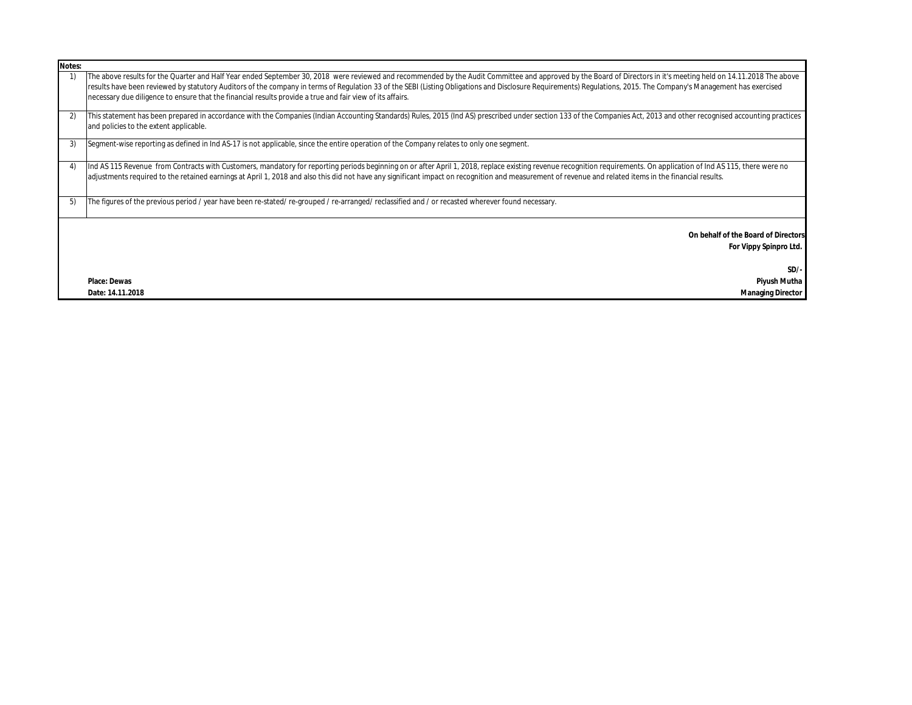**Notes:**

| | |
|---|---|
| 1) | The above results for the Quarter and Half Year ended September 30, 2018 were reviewed and recommended by the Audit Committee and approved by the Board of Directors in it's meeting held on 14.11.2018 The above results have been reviewed by statutory Auditors of the company in terms of Regulation 33 of the SEBI (Listing Obligations and Disclosure Requirements) Regulations, 2015. The Company's Management has exercised necessary due diligence to ensure that the financial results provide a true and fair view of its affairs. |
| 2) | This statement has been prepared in accordance with the Companies (Indian Accounting Standards) Rules, 2015 (Ind AS) prescribed under section 133 of the Companies Act, 2013 and other recognised accounting practices and policies to the extent applicable. |
| 3) | Segment-wise reporting as defined in Ind AS-17 is not applicable, since the entire operation of the Company relates to only one segment. |
| 4) | Ind AS 115 Revenue from Contracts with Customers, mandatory for reporting periods beginning on or after April 1, 2018, replace existing revenue recognition requirements. On application of Ind AS 115, there were no adjustments required to the retained earnings at April 1, 2018 and also this did not have any significant impact on recognition and measurement of revenue and related items in the financial results. |
| 5) | The figures of the previous period / year have been re-stated/ re-grouped / re-arranged/ reclassified and / or recasted wherever found necessary. |

**On behalf of the Board of Directors**
**For Vippy Spinpro Ltd.**

**SD/-**
**Piyush Mutha**
**Managing Director**

**Place: Dewas**
**Date: 14.11.2018**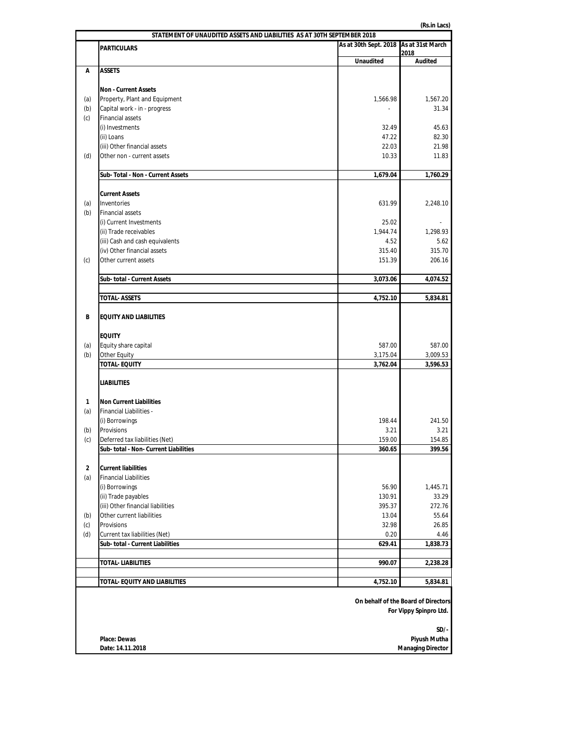(Rs.in Lacs)

## STATEMENT OF UNAUDITED ASSETS AND LIABILITIES AS AT 30TH SEPTEMBER 2018

| | PARTICULARS | As at 30th Sept. 2018 | As at 31st March 2018 |
|---|---|---|---|
| | | Unaudited | Audited |
| **A** | **ASSETS** | | |
| | **Non - Current Assets** | | |
| (a) | Property, Plant and Equipment | 1,566.98 | 1,567.20 |
| (b) | Capital work - in - progress | - | 31.34 |
| (c) | Financial assets | | |
| | (i) Investments | 32.49 | 45.63 |
| | (ii) Loans | 47.22 | 82.30 |
| | (iii) Other financial assets | 22.03 | 21.98 |
| (d) | Other non - current assets | 10.33 | 11.83 |
| | **Sub- Total - Non - Current Assets** | **1,679.04** | **1,760.29** |
| | **Current Assets** | | |
| (a) | Inventories | 631.99 | 2,248.10 |
| (b) | Financial assets | | |
| | (i) Current Investments | 25.02 | - |
| | (ii) Trade receivables | 1,944.74 | 1,298.93 |
| | (iii) Cash and cash equivalents | 4.52 | 5.62 |
| | (iv) Other financial assets | 315.40 | 315.70 |
| (c) | Other current assets | 151.39 | 206.16 |
| | **Sub- total - Current Assets** | **3,073.06** | **4,074.52** |
| | **TOTAL- ASSETS** | **4,752.10** | **5,834.81** |
| **B** | **EQUITY AND LIABILITIES** | | |
| | **EQUITY** | | |
| (a) | Equity share capital | 587.00 | 587.00 |
| (b) | Other Equity | 3,175.04 | 3,009.53 |
| | **TOTAL- EQUITY** | **3,762.04** | **3,596.53** |
| | **LIABILITIES** | | |
| **1** | **Non Current Liabilities** | | |
| (a) | Financial Liabilities - | | |
| | (i) Borrowings | 198.44 | 241.50 |
| (b) | Provisions | 3.21 | 3.21 |
| (c) | Deferred tax liabilities (Net) | 159.00 | 154.85 |
| | **Sub- total - Non- Current Liabilities** | **360.65** | **399.56** |
| **2** | **Current liabilities** | | |
| (a) | Financial Liabilities | | |
| | (i) Borrowings | 56.90 | 1,445.71 |
| | (ii) Trade payables | 130.91 | 33.29 |
| | (iii) Other financial liabilities | 395.37 | 272.76 |
| (b) | Other current liabilities | 13.04 | 55.64 |
| (c) | Provisions | 32.98 | 26.85 |
| (d) | Current tax liabilities (Net) | 0.20 | 4.46 |
| | **Sub- total - Current Liabilities** | **629.41** | **1,838.73** |
| | **TOTAL- LIABILITIES** | **990.07** | **2,238.28** |
| | **TOTAL- EQUITY AND LIABILITIES** | **4,752.10** | **5,834.81** |

**On behalf of the Board of Directors**
**For Vippy Spinpro Ltd.**

**SD/-**
**Piyush Mutha**
**Managing Director**

**Place: Dewas**
**Date: 14.11.2018**